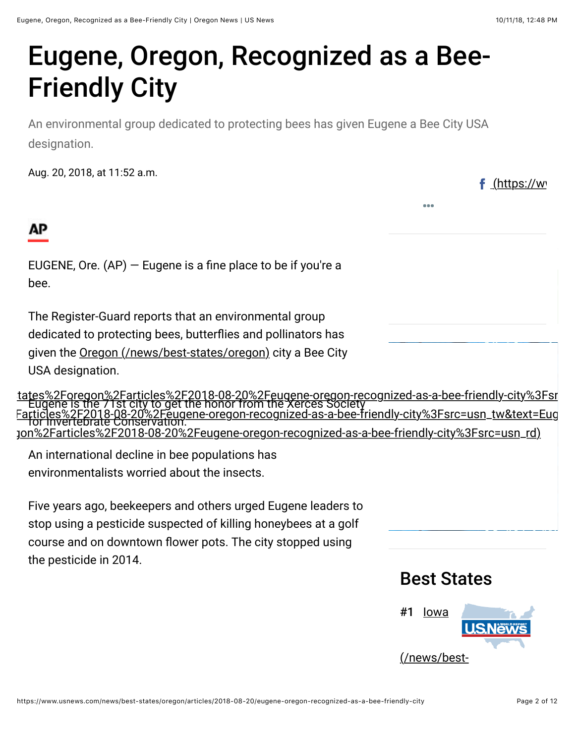# Eugene, Oregon, Recognized as a Bee-Friendly City

An environmental group dedicated to protecting bees has given Eugene a Bee City USA designation.

Aug. 20, 2018, at 11:52 a.m.

AP

EUGENE, Ore. (AP) — Eugene is a fine place to be if you're a bee.

The Register-Guard reports that an environmental group dedicated to protecting bees, butterflies and pollinators has given the Oregon (/news/best-states/oregon) city a Bee City USA designation.

Eugene is the 71st city to get the honor from the Xerces Society for Invertebrate Conservation.

An international decline in bee populations has environmentalists worried about the insects.

Five years ago, beekeepers and others urged Eugene leaders to stop using a pesticide suspected of killing honeybees at a golf course and on downtown flower pots. The city stopped using the pesticide in 2014.

## Best States

#1 Iowa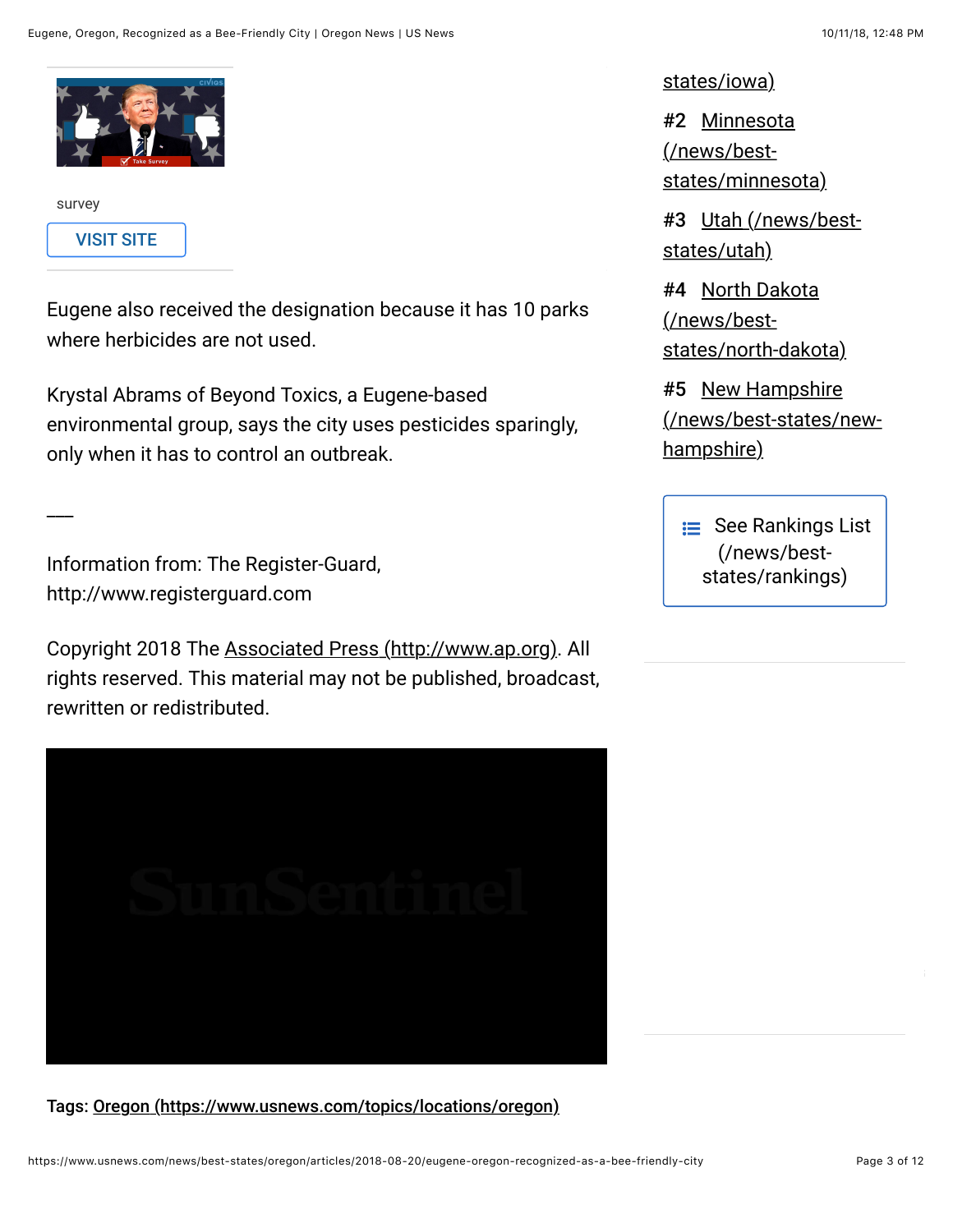survey

VISIT SITE

Eugene also received the designation because it has 10 parks where herbicides are not used.

Krystal Abrams of Beyond Toxics, a Eugene-based environmental group, says the city uses pesticides sparingly, only when it has to control an outbreak.

\_\_\_

Information from: The Register-Guard, http://www.registerguard.com

Copyright 2018 The Associated Press (http://www.ap.org). All rights reserved. This material may not be published, broadcast, rewritten or redistributed.

Tags: Oregon (https://www.usnews.com/topics/locations/oregon)

states/iowa)

#2 Minnesota (/news/best-states/minnesota)

#3 Utah (/news/best-states/utah)

#4 North Dakota (/news/best-states/north-dakota)

#5 New Hampshire (/news/best-states/new-hampshire)

See Rankings List (/news/best-states/rankings)